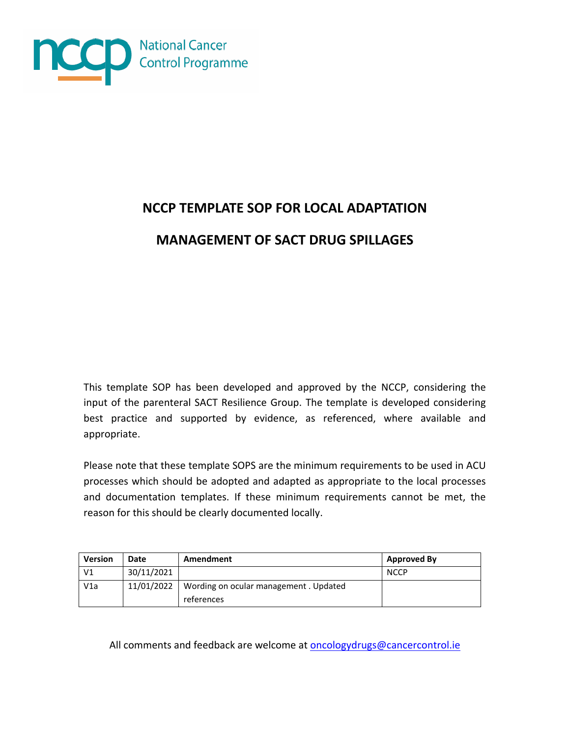National Cancer Control Programme

# NCCP TEMPLATE SOP FOR LOCAL ADAPTATION

# MANAGEMENT OF SACT DRUG SPILLAGES

This template SOP has been developed and approved by the NCCP, considering the input of the parenteral SACT Resilience Group. The template is developed considering best practice and supported by evidence, as referenced, where available and appropriate.

Please note that these template SOPS are the minimum requirements to be used in ACU processes which should be adopted and adapted as appropriate to the local processes and documentation templates. If these minimum requirements cannot be met, the reason for this should be clearly documented locally.

| Version | Date | Amendment | Approved By |
|---|---|---|---|
| V1 | 30/11/2021 | | NCCP |
| V1a | 11/01/2022 | Wording on ocular management . Updated references | |

All comments and feedback are welcome at [oncologydrugs@cancercontrol.ie](mailto:oncologydrugs@cancercontrol.ie)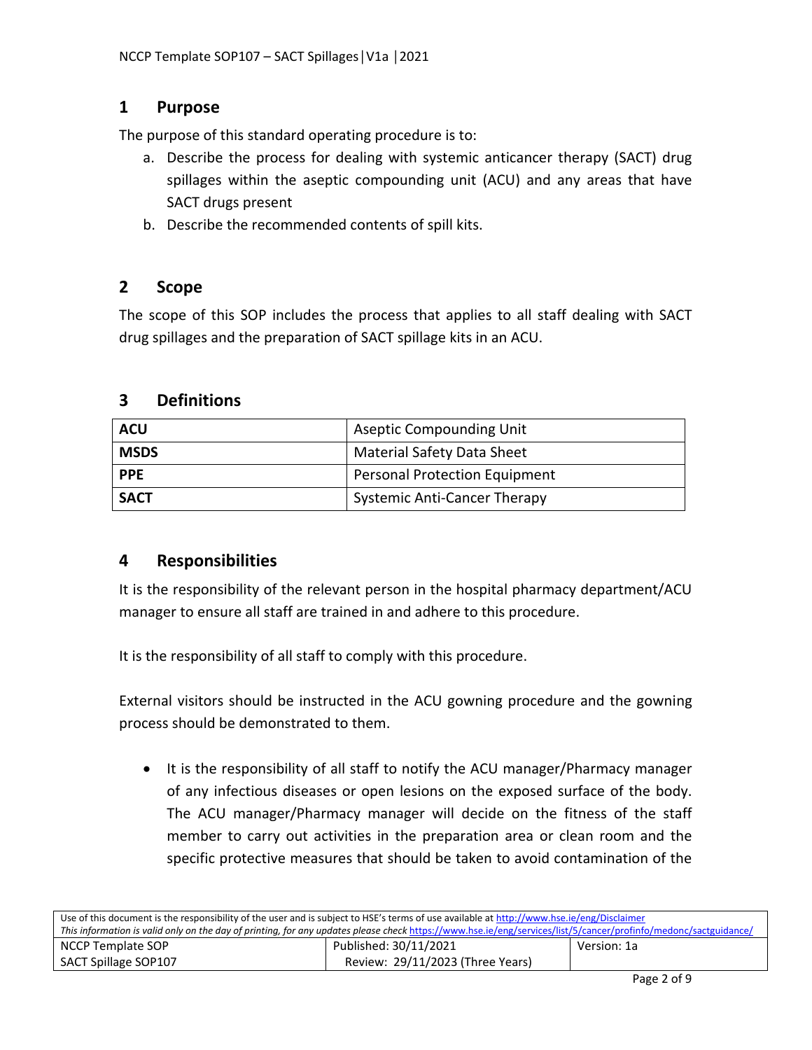## 1 Purpose

The purpose of this standard operating procedure is to:

a. Describe the process for dealing with systemic anticancer therapy (SACT) drug spillages within the aseptic compounding unit (ACU) and any areas that have SACT drugs present
b. Describe the recommended contents of spill kits.

## 2 Scope

The scope of this SOP includes the process that applies to all staff dealing with SACT drug spillages and the preparation of SACT spillage kits in an ACU.

## 3 Definitions

| | |
|---|---|
| **ACU** | Aseptic Compounding Unit |
| **MSDS** | Material Safety Data Sheet |
| **PPE** | Personal Protection Equipment |
| **SACT** | Systemic Anti-Cancer Therapy |

## 4 Responsibilities

It is the responsibility of the relevant person in the hospital pharmacy department/ACU manager to ensure all staff are trained in and adhere to this procedure.

It is the responsibility of all staff to comply with this procedure.

External visitors should be instructed in the ACU gowning procedure and the gowning process should be demonstrated to them.

- It is the responsibility of all staff to notify the ACU manager/Pharmacy manager of any infectious diseases or open lesions on the exposed surface of the body. The ACU manager/Pharmacy manager will decide on the fitness of the staff member to carry out activities in the preparation area or clean room and the specific protective measures that should be taken to avoid contamination of the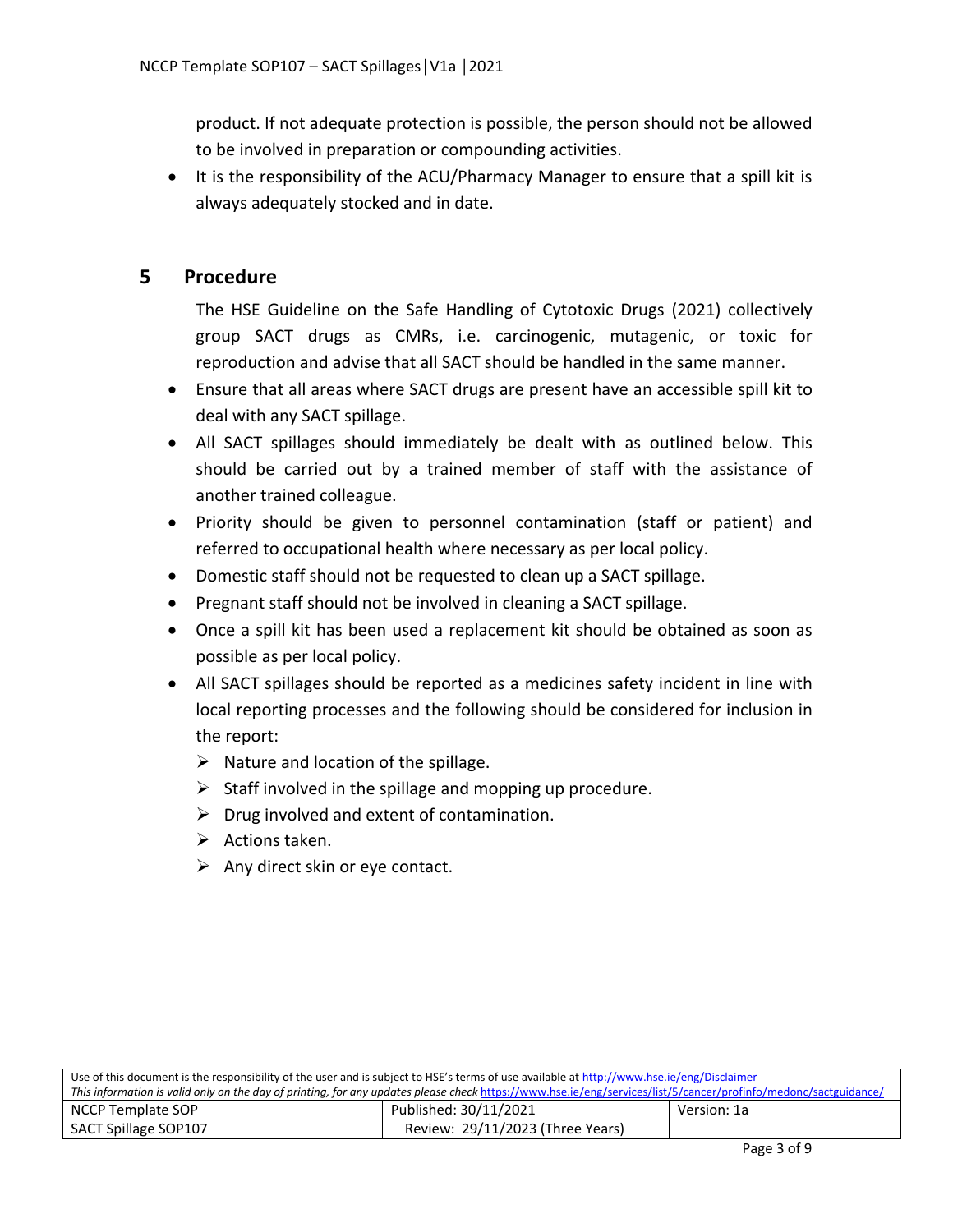product. If not adequate protection is possible, the person should not be allowed to be involved in preparation or compounding activities.

- It is the responsibility of the ACU/Pharmacy Manager to ensure that a spill kit is always adequately stocked and in date.

## 5 Procedure

The HSE Guideline on the Safe Handling of Cytotoxic Drugs (2021) collectively group SACT drugs as CMRs, i.e. carcinogenic, mutagenic, or toxic for reproduction and advise that all SACT should be handled in the same manner.

- Ensure that all areas where SACT drugs are present have an accessible spill kit to deal with any SACT spillage.
- All SACT spillages should immediately be dealt with as outlined below. This should be carried out by a trained member of staff with the assistance of another trained colleague.
- Priority should be given to personnel contamination (staff or patient) and referred to occupational health where necessary as per local policy.
- Domestic staff should not be requested to clean up a SACT spillage.
- Pregnant staff should not be involved in cleaning a SACT spillage.
- Once a spill kit has been used a replacement kit should be obtained as soon as possible as per local policy.
- All SACT spillages should be reported as a medicines safety incident in line with local reporting processes and the following should be considered for inclusion in the report:
  - Nature and location of the spillage.
  - Staff involved in the spillage and mopping up procedure.
  - Drug involved and extent of contamination.
  - Actions taken.
  - Any direct skin or eye contact.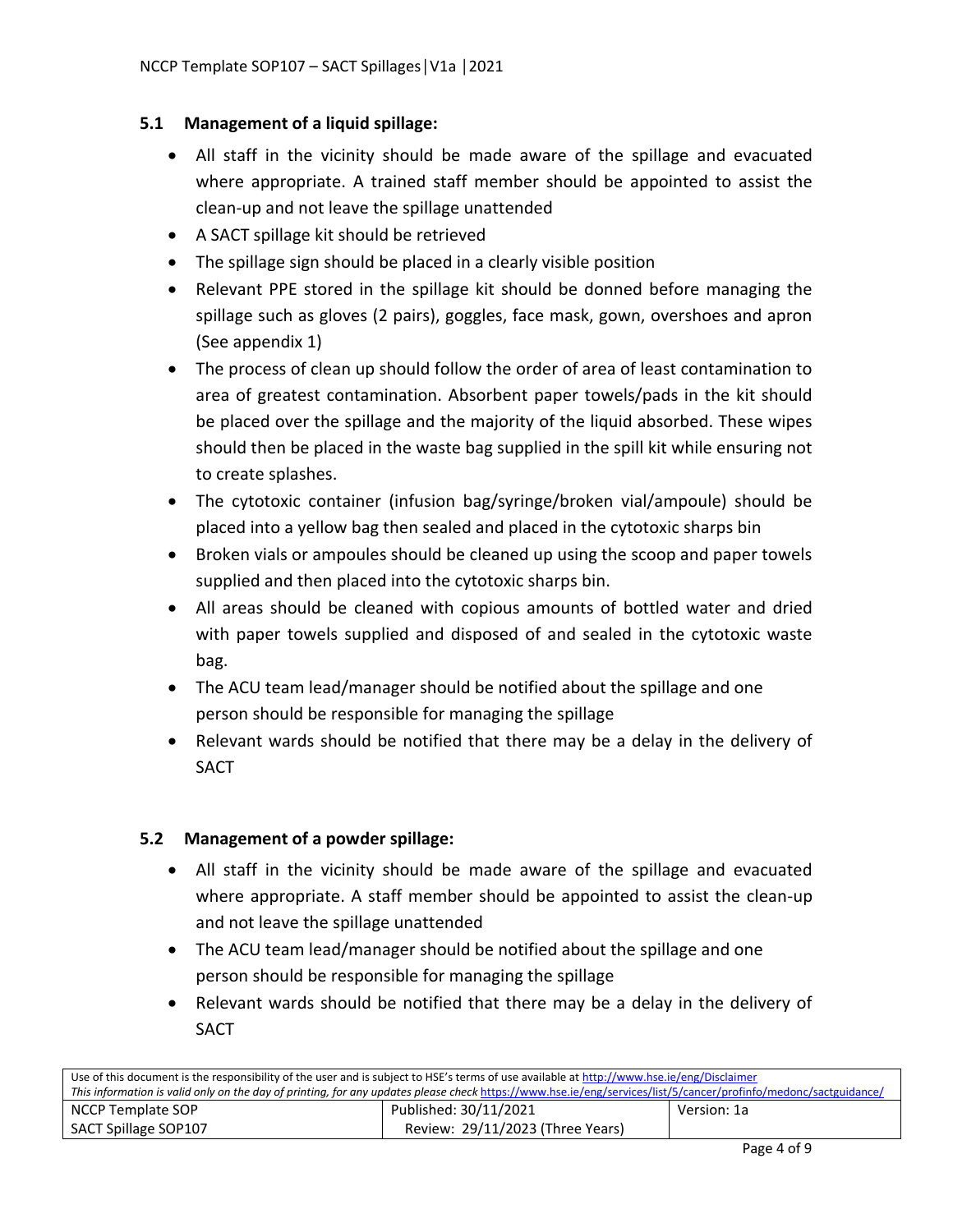### 5.1 Management of a liquid spillage:

- All staff in the vicinity should be made aware of the spillage and evacuated where appropriate. A trained staff member should be appointed to assist the clean-up and not leave the spillage unattended
- A SACT spillage kit should be retrieved
- The spillage sign should be placed in a clearly visible position
- Relevant PPE stored in the spillage kit should be donned before managing the spillage such as gloves (2 pairs), goggles, face mask, gown, overshoes and apron (See appendix 1)
- The process of clean up should follow the order of area of least contamination to area of greatest contamination. Absorbent paper towels/pads in the kit should be placed over the spillage and the majority of the liquid absorbed. These wipes should then be placed in the waste bag supplied in the spill kit while ensuring not to create splashes.
- The cytotoxic container (infusion bag/syringe/broken vial/ampoule) should be placed into a yellow bag then sealed and placed in the cytotoxic sharps bin
- Broken vials or ampoules should be cleaned up using the scoop and paper towels supplied and then placed into the cytotoxic sharps bin.
- All areas should be cleaned with copious amounts of bottled water and dried with paper towels supplied and disposed of and sealed in the cytotoxic waste bag.
- The ACU team lead/manager should be notified about the spillage and one person should be responsible for managing the spillage
- Relevant wards should be notified that there may be a delay in the delivery of SACT

### 5.2 Management of a powder spillage:

- All staff in the vicinity should be made aware of the spillage and evacuated where appropriate. A staff member should be appointed to assist the clean-up and not leave the spillage unattended
- The ACU team lead/manager should be notified about the spillage and one person should be responsible for managing the spillage
- Relevant wards should be notified that there may be a delay in the delivery of SACT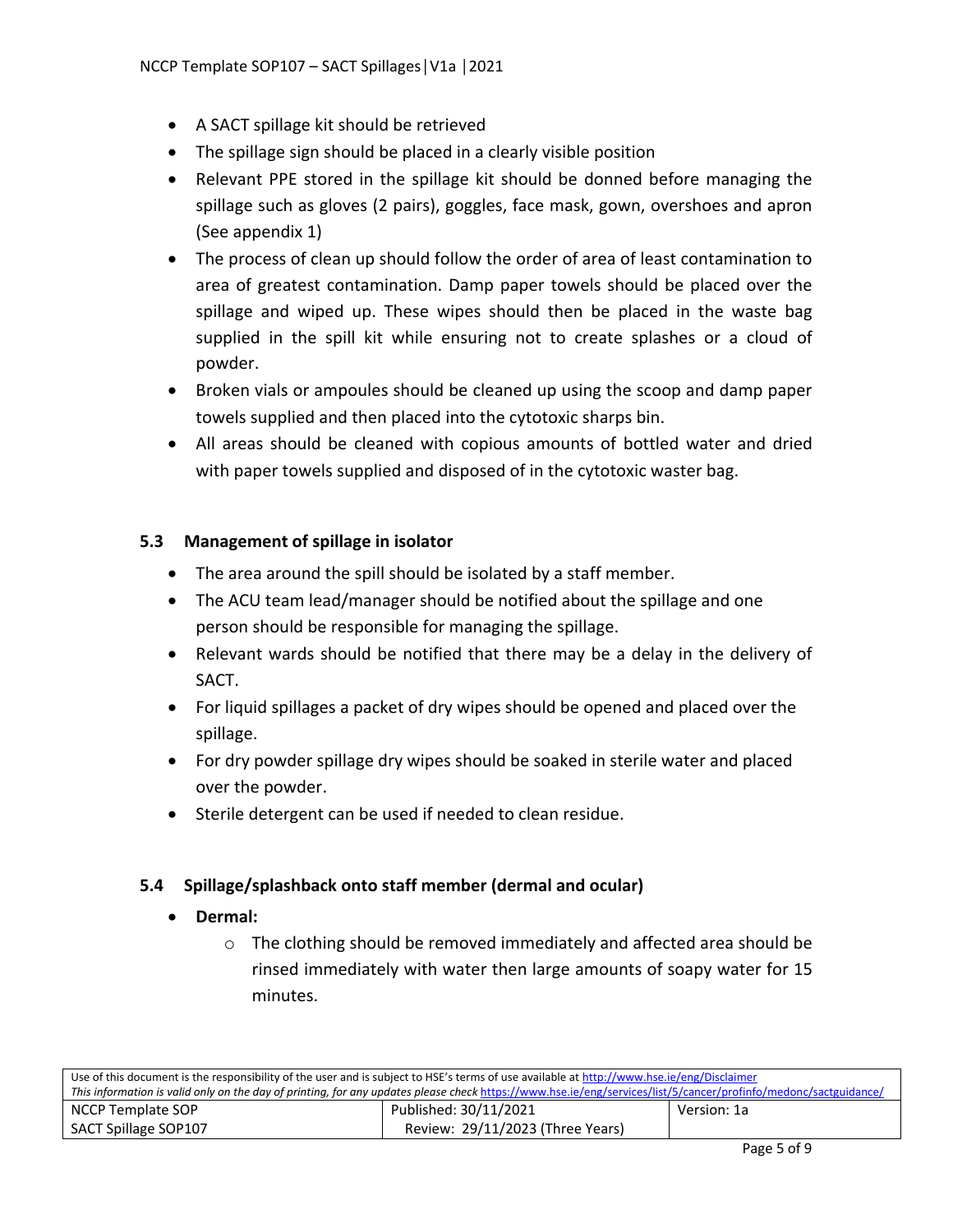- A SACT spillage kit should be retrieved
- The spillage sign should be placed in a clearly visible position
- Relevant PPE stored in the spillage kit should be donned before managing the spillage such as gloves (2 pairs), goggles, face mask, gown, overshoes and apron (See appendix 1)
- The process of clean up should follow the order of area of least contamination to area of greatest contamination. Damp paper towels should be placed over the spillage and wiped up. These wipes should then be placed in the waste bag supplied in the spill kit while ensuring not to create splashes or a cloud of powder.
- Broken vials or ampoules should be cleaned up using the scoop and damp paper towels supplied and then placed into the cytotoxic sharps bin.
- All areas should be cleaned with copious amounts of bottled water and dried with paper towels supplied and disposed of in the cytotoxic waster bag.

### 5.3 Management of spillage in isolator

- The area around the spill should be isolated by a staff member.
- The ACU team lead/manager should be notified about the spillage and one person should be responsible for managing the spillage.
- Relevant wards should be notified that there may be a delay in the delivery of SACT.
- For liquid spillages a packet of dry wipes should be opened and placed over the spillage.
- For dry powder spillage dry wipes should be soaked in sterile water and placed over the powder.
- Sterile detergent can be used if needed to clean residue.

### 5.4 Spillage/splashback onto staff member (dermal and ocular)

- **Dermal:**
  - The clothing should be removed immediately and affected area should be rinsed immediately with water then large amounts of soapy water for 15 minutes.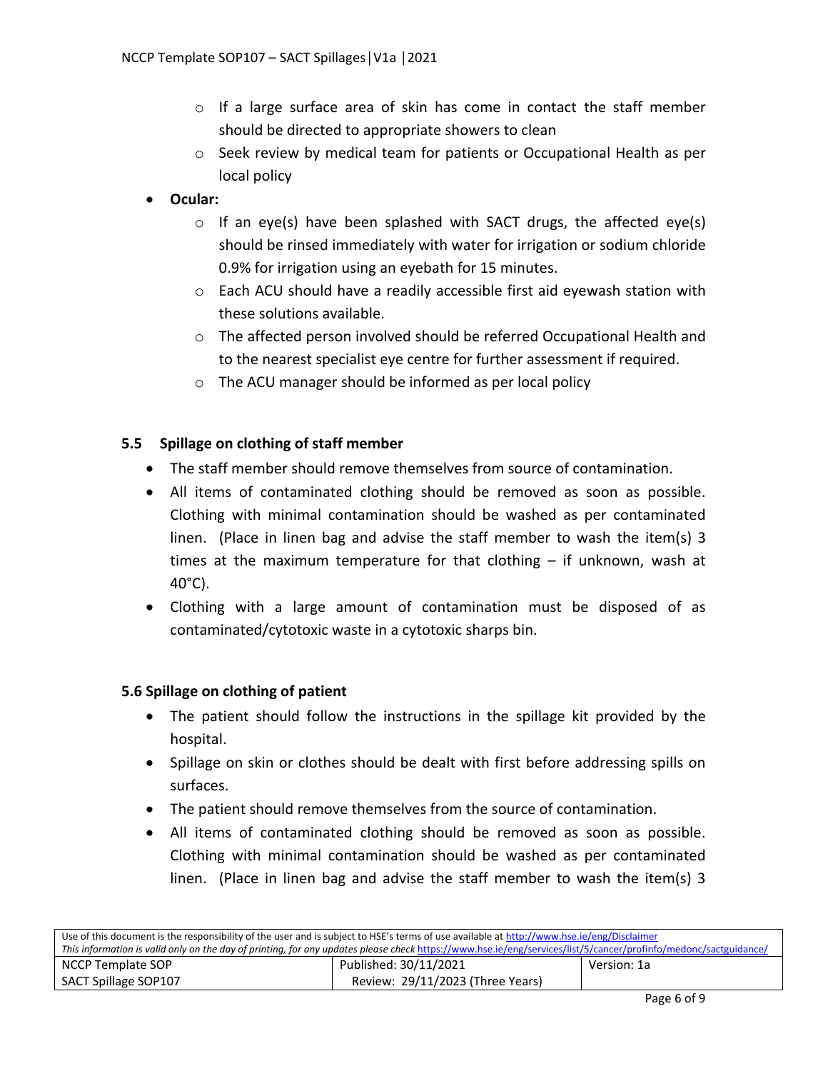- If a large surface area of skin has come in contact the staff member should be directed to appropriate showers to clean
    - Seek review by medical team for patients or Occupational Health as per local policy
- **Ocular:**
    - If an eye(s) have been splashed with SACT drugs, the affected eye(s) should be rinsed immediately with water for irrigation or sodium chloride 0.9% for irrigation using an eyebath for 15 minutes.
    - Each ACU should have a readily accessible first aid eyewash station with these solutions available.
    - The affected person involved should be referred Occupational Health and to the nearest specialist eye centre for further assessment if required.
    - The ACU manager should be informed as per local policy

### 5.5 Spillage on clothing of staff member

- The staff member should remove themselves from source of contamination.
- All items of contaminated clothing should be removed as soon as possible. Clothing with minimal contamination should be washed as per contaminated linen. (Place in linen bag and advise the staff member to wash the item(s) 3 times at the maximum temperature for that clothing – if unknown, wash at 40°C).
- Clothing with a large amount of contamination must be disposed of as contaminated/cytotoxic waste in a cytotoxic sharps bin.

### 5.6 Spillage on clothing of patient

- The patient should follow the instructions in the spillage kit provided by the hospital.
- Spillage on skin or clothes should be dealt with first before addressing spills on surfaces.
- The patient should remove themselves from the source of contamination.
- All items of contaminated clothing should be removed as soon as possible. Clothing with minimal contamination should be washed as per contaminated linen. (Place in linen bag and advise the staff member to wash the item(s) 3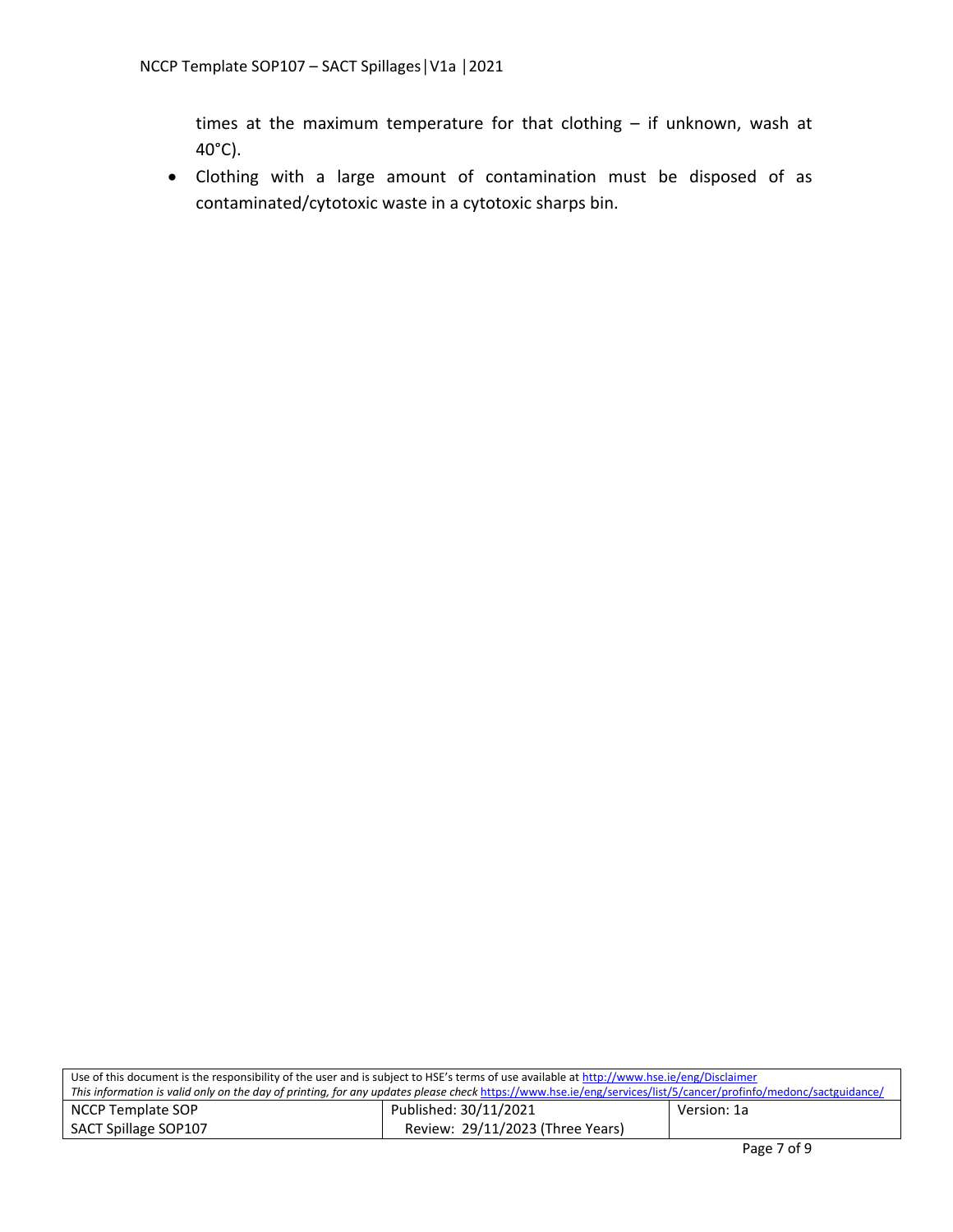times at the maximum temperature for that clothing – if unknown, wash at 40°C).

- Clothing with a large amount of contamination must be disposed of as contaminated/cytotoxic waste in a cytotoxic sharps bin.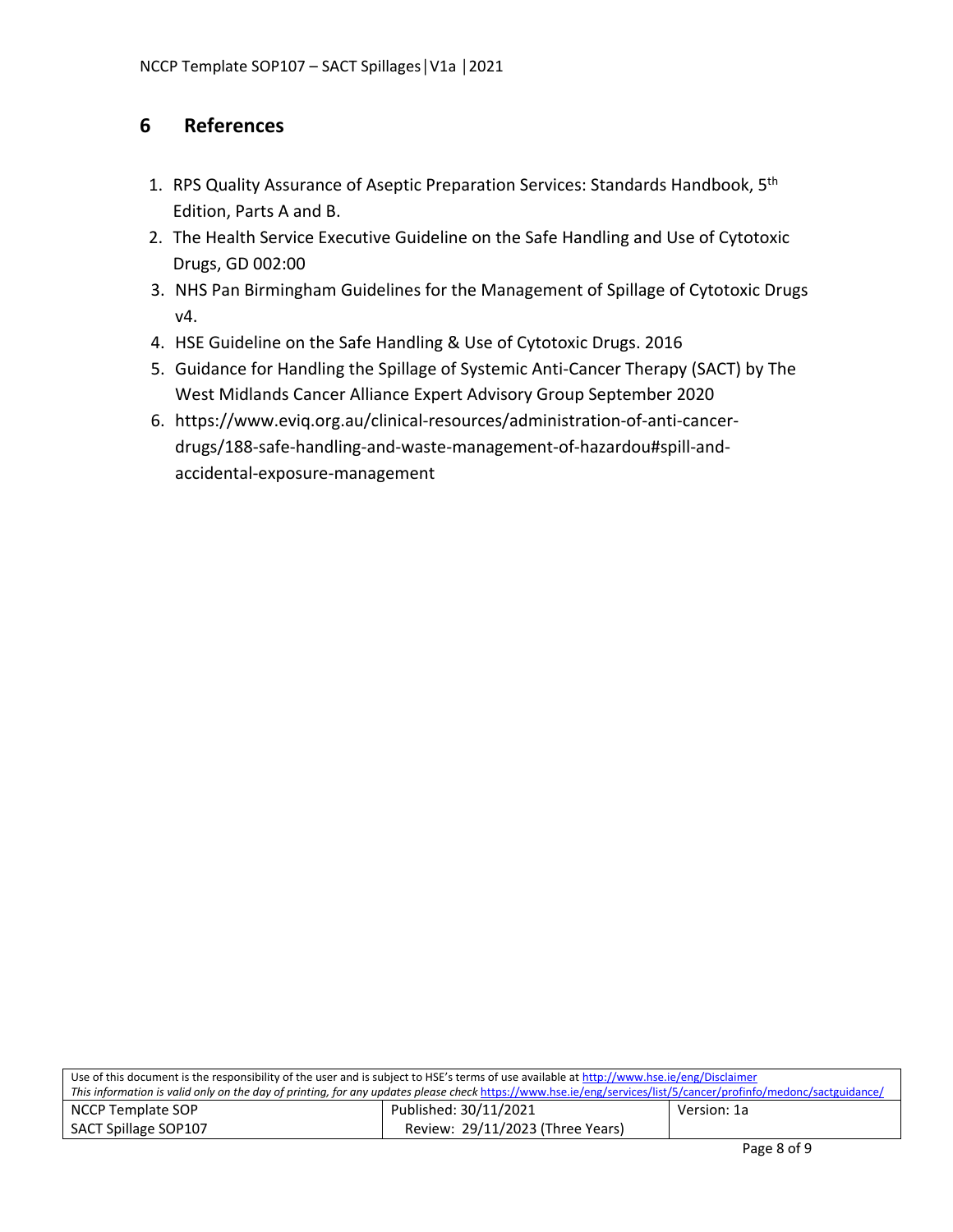## 6 References

1. RPS Quality Assurance of Aseptic Preparation Services: Standards Handbook, 5th Edition, Parts A and B.
2. The Health Service Executive Guideline on the Safe Handling and Use of Cytotoxic Drugs, GD 002:00
3. NHS Pan Birmingham Guidelines for the Management of Spillage of Cytotoxic Drugs v4.
4. HSE Guideline on the Safe Handling & Use of Cytotoxic Drugs. 2016
5. Guidance for Handling the Spillage of Systemic Anti-Cancer Therapy (SACT) by The West Midlands Cancer Alliance Expert Advisory Group September 2020
6. https://www.eviq.org.au/clinical-resources/administration-of-anti-cancer-drugs/188-safe-handling-and-waste-management-of-hazardou#spill-and-accidental-exposure-management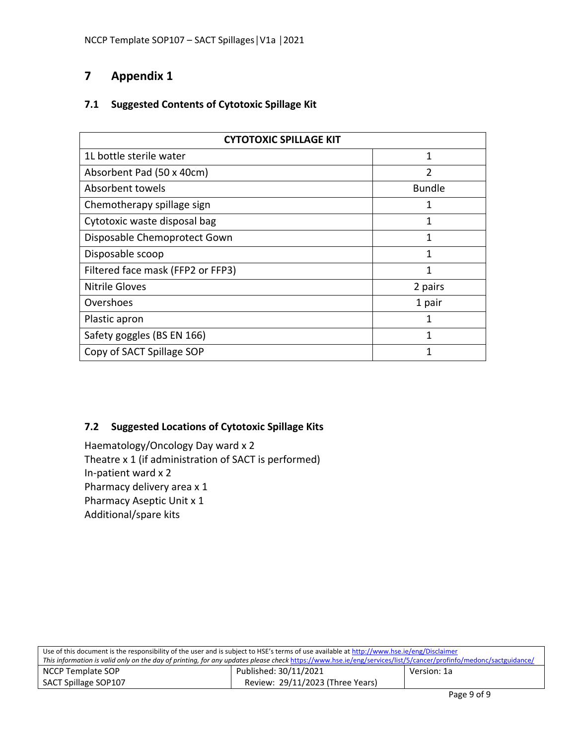# 7 Appendix 1

## 7.1 Suggested Contents of Cytotoxic Spillage Kit

| CYTOTOXIC SPILLAGE KIT | |
|---|---|
| 1L bottle sterile water | 1 |
| Absorbent Pad (50 x 40cm) | 2 |
| Absorbent towels | Bundle |
| Chemotherapy spillage sign | 1 |
| Cytotoxic waste disposal bag | 1 |
| Disposable Chemoprotect Gown | 1 |
| Disposable scoop | 1 |
| Filtered face mask (FFP2 or FFP3) | 1 |
| Nitrile Gloves | 2 pairs |
| Overshoes | 1 pair |
| Plastic apron | 1 |
| Safety goggles (BS EN 166) | 1 |
| Copy of SACT Spillage SOP | 1 |

## 7.2 Suggested Locations of Cytotoxic Spillage Kits

Haematology/Oncology Day ward x 2
Theatre x 1 (if administration of SACT is performed)
In-patient ward x 2
Pharmacy delivery area x 1
Pharmacy Aseptic Unit x 1
Additional/spare kits